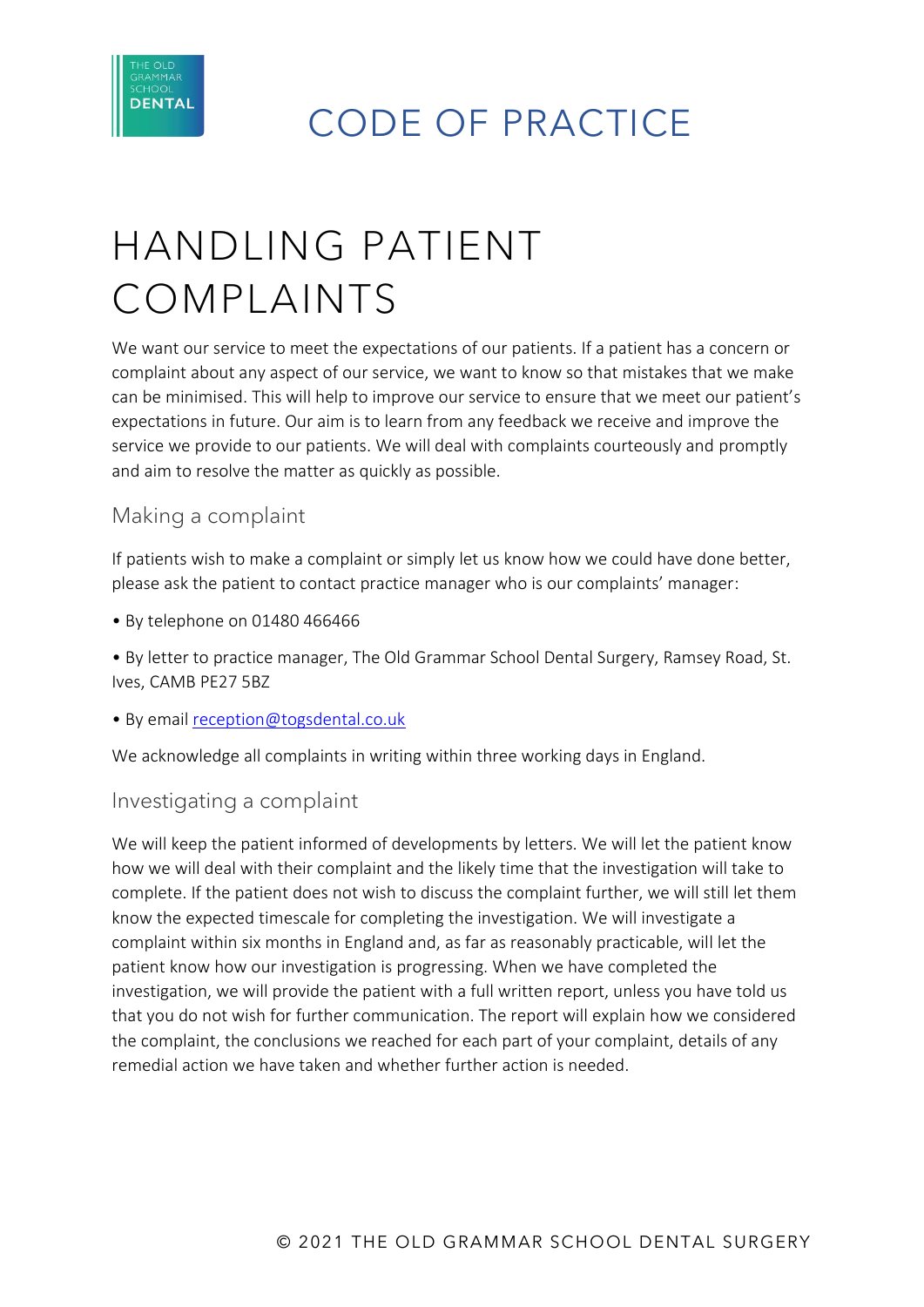THE OLD GRAMMAR SCHOOL DENTAL

# CODE OF PRACTICE

# HANDLING PATIENT COMPLAINTS

We want our service to meet the expectations of our patients. If a patient has a concern or complaint about any aspect of our service, we want to know so that mistakes that we make can be minimised. This will help to improve our service to ensure that we meet our patient's expectations in future. Our aim is to learn from any feedback we receive and improve the service we provide to our patients. We will deal with complaints courteously and promptly and aim to resolve the matter as quickly as possible.

## Making a complaint

If patients wish to make a complaint or simply let us know how we could have done better, please ask the patient to contact practice manager who is our complaints' manager:

• By telephone on 01480 466466

• By letter to practice manager, The Old Grammar School Dental Surgery, Ramsey Road, St. Ives, CAMB PE27 5BZ

• By email [reception@togsdental.co.uk](mailto:reception@togsdental.co.uk)

We acknowledge all complaints in writing within three working days in England.

## Investigating a complaint

We will keep the patient informed of developments by letters. We will let the patient know how we will deal with their complaint and the likely time that the investigation will take to complete. If the patient does not wish to discuss the complaint further, we will still let them know the expected timescale for completing the investigation. We will investigate a complaint within six months in England and, as far as reasonably practicable, will let the patient know how our investigation is progressing. When we have completed the investigation, we will provide the patient with a full written report, unless you have told us that you do not wish for further communication. The report will explain how we considered the complaint, the conclusions we reached for each part of your complaint, details of any remedial action we have taken and whether further action is needed.

© 2021 THE OLD GRAMMAR SCHOOL DENTAL SURGERY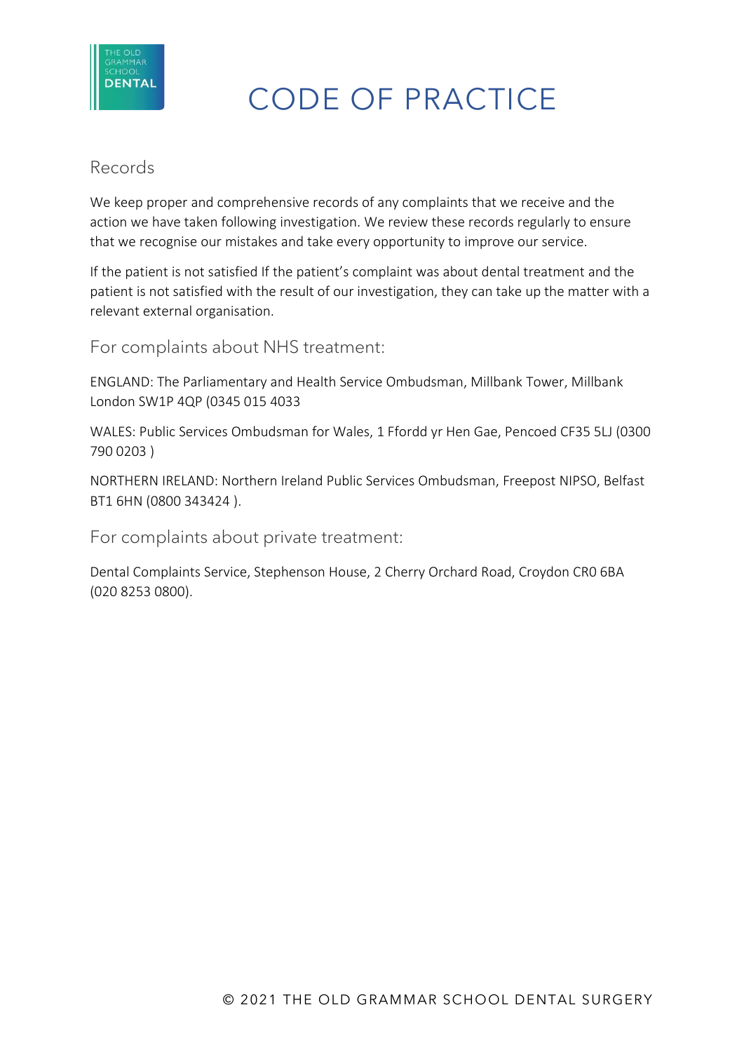# CODE OF PRACTICE

## Records

We keep proper and comprehensive records of any complaints that we receive and the action we have taken following investigation. We review these records regularly to ensure that we recognise our mistakes and take every opportunity to improve our service.

If the patient is not satisfied If the patient's complaint was about dental treatment and the patient is not satisfied with the result of our investigation, they can take up the matter with a relevant external organisation.

## For complaints about NHS treatment:

ENGLAND: The Parliamentary and Health Service Ombudsman, Millbank Tower, Millbank London SW1P 4QP (0345 015 4033

WALES: Public Services Ombudsman for Wales, 1 Ffordd yr Hen Gae, Pencoed CF35 5LJ (0300 790 0203 )

NORTHERN IRELAND: Northern Ireland Public Services Ombudsman, Freepost NIPSO, Belfast BT1 6HN (0800 343424 ).

## For complaints about private treatment:

Dental Complaints Service, Stephenson House, 2 Cherry Orchard Road, Croydon CR0 6BA (020 8253 0800).

© 2021 THE OLD GRAMMAR SCHOOL DENTAL SURGERY